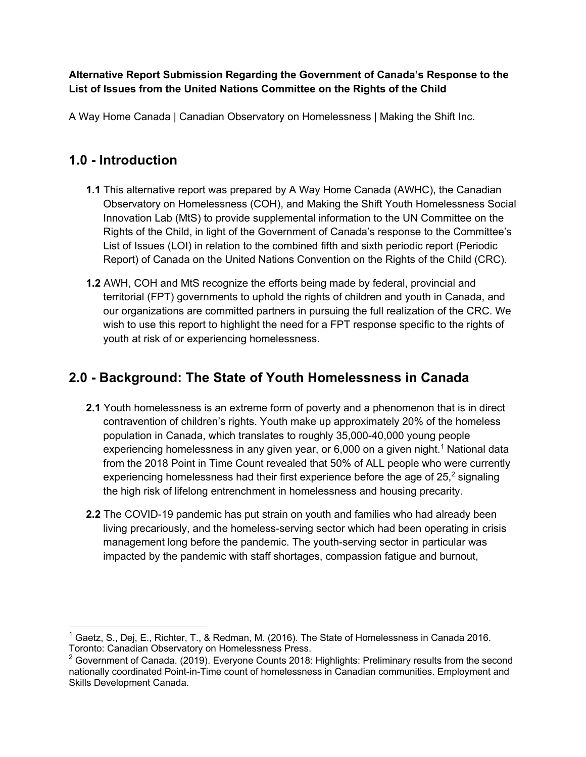**Alternative Report Submission Regarding the Government of Canada's Response to the List of Issues from the United Nations Committee on the Rights of the Child**

A Way Home Canada | Canadian Observatory on Homelessness | Making the Shift Inc.

## 1.0 - Introduction

**1.1** This alternative report was prepared by A Way Home Canada (AWHC), the Canadian Observatory on Homelessness (COH), and Making the Shift Youth Homelessness Social Innovation Lab (MtS) to provide supplemental information to the UN Committee on the Rights of the Child, in light of the Government of Canada's response to the Committee's List of Issues (LOI) in relation to the combined fifth and sixth periodic report (Periodic Report) of Canada on the United Nations Convention on the Rights of the Child (CRC).

**1.2** AWH, COH and MtS recognize the efforts being made by federal, provincial and territorial (FPT) governments to uphold the rights of children and youth in Canada, and our organizations are committed partners in pursuing the full realization of the CRC. We wish to use this report to highlight the need for a FPT response specific to the rights of youth at risk of or experiencing homelessness.

## 2.0 - Background: The State of Youth Homelessness in Canada

**2.1** Youth homelessness is an extreme form of poverty and a phenomenon that is in direct contravention of children's rights. Youth make up approximately 20% of the homeless population in Canada, which translates to roughly 35,000-40,000 young people experiencing homelessness in any given year, or 6,000 on a given night.[1] National data from the 2018 Point in Time Count revealed that 50% of ALL people who were currently experiencing homelessness had their first experience before the age of 25,[2] signaling the high risk of lifelong entrenchment in homelessness and housing precarity.

**2.2** The COVID-19 pandemic has put strain on youth and families who had already been living precariously, and the homeless-serving sector which had been operating in crisis management long before the pandemic. The youth-serving sector in particular was impacted by the pandemic with staff shortages, compassion fatigue and burnout,

---

[1] Gaetz, S., Dej, E., Richter, T., & Redman, M. (2016). The State of Homelessness in Canada 2016. Toronto: Canadian Observatory on Homelessness Press.

[2] Government of Canada. (2019). Everyone Counts 2018: Highlights: Preliminary results from the second nationally coordinated Point-in-Time count of homelessness in Canadian communities. Employment and Skills Development Canada.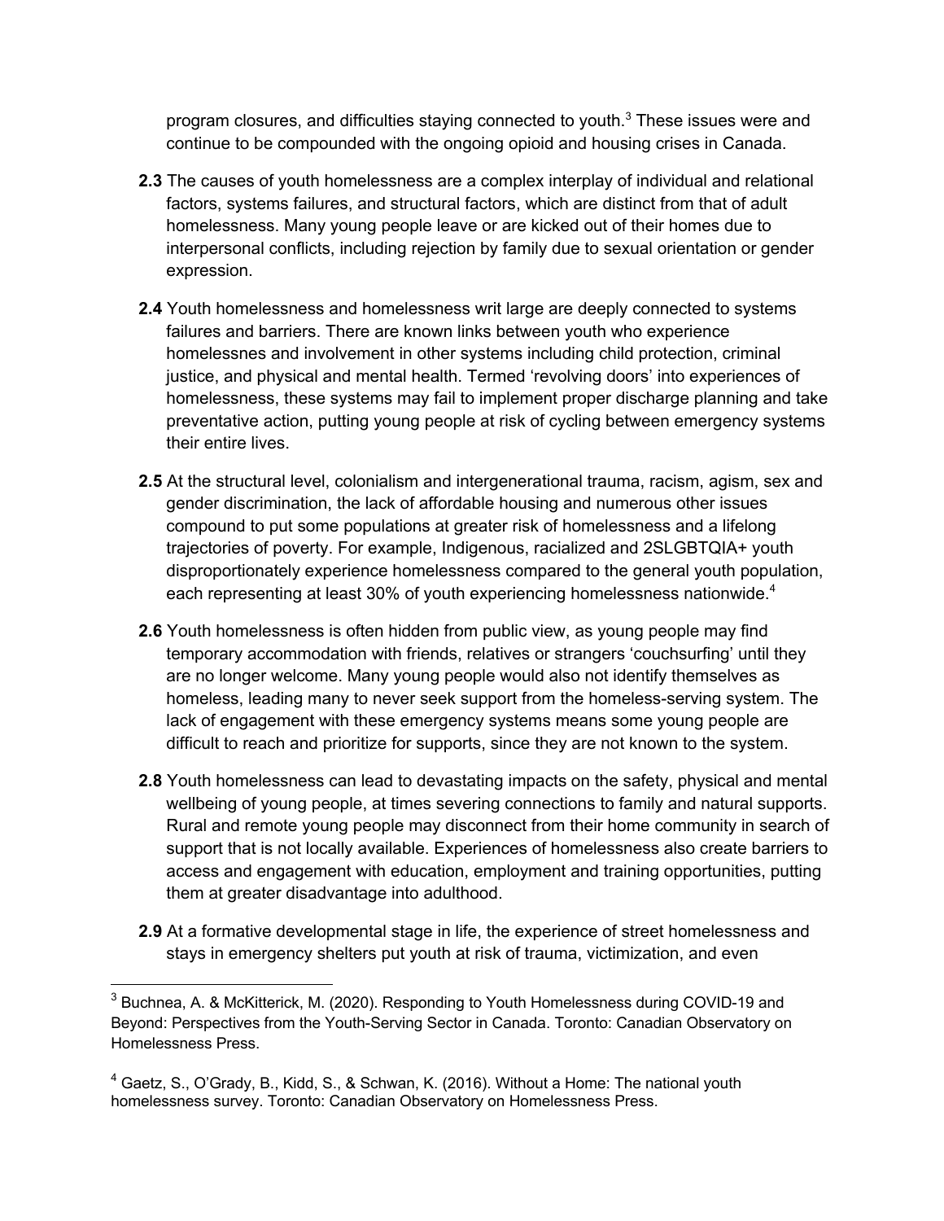program closures, and difficulties staying connected to youth.[3] These issues were and continue to be compounded with the ongoing opioid and housing crises in Canada.

**2.3** The causes of youth homelessness are a complex interplay of individual and relational factors, systems failures, and structural factors, which are distinct from that of adult homelessness. Many young people leave or are kicked out of their homes due to interpersonal conflicts, including rejection by family due to sexual orientation or gender expression.

**2.4** Youth homelessness and homelessness writ large are deeply connected to systems failures and barriers. There are known links between youth who experience homelessnes and involvement in other systems including child protection, criminal justice, and physical and mental health. Termed 'revolving doors' into experiences of homelessness, these systems may fail to implement proper discharge planning and take preventative action, putting young people at risk of cycling between emergency systems their entire lives.

**2.5** At the structural level, colonialism and intergenerational trauma, racism, agism, sex and gender discrimination, the lack of affordable housing and numerous other issues compound to put some populations at greater risk of homelessness and a lifelong trajectories of poverty. For example, Indigenous, racialized and 2SLGBTQIA+ youth disproportionately experience homelessness compared to the general youth population, each representing at least 30% of youth experiencing homelessness nationwide.[4]

**2.6** Youth homelessness is often hidden from public view, as young people may find temporary accommodation with friends, relatives or strangers 'couchsurfing' until they are no longer welcome. Many young people would also not identify themselves as homeless, leading many to never seek support from the homeless-serving system. The lack of engagement with these emergency systems means some young people are difficult to reach and prioritize for supports, since they are not known to the system.

**2.8** Youth homelessness can lead to devastating impacts on the safety, physical and mental wellbeing of young people, at times severing connections to family and natural supports. Rural and remote young people may disconnect from their home community in search of support that is not locally available. Experiences of homelessness also create barriers to access and engagement with education, employment and training opportunities, putting them at greater disadvantage into adulthood.

**2.9** At a formative developmental stage in life, the experience of street homelessness and stays in emergency shelters put youth at risk of trauma, victimization, and even

---

[3] Buchnea, A. & McKitterick, M. (2020). Responding to Youth Homelessness during COVID-19 and Beyond: Perspectives from the Youth-Serving Sector in Canada. Toronto: Canadian Observatory on Homelessness Press.

[4] Gaetz, S., O'Grady, B., Kidd, S., & Schwan, K. (2016). Without a Home: The national youth homelessness survey. Toronto: Canadian Observatory on Homelessness Press.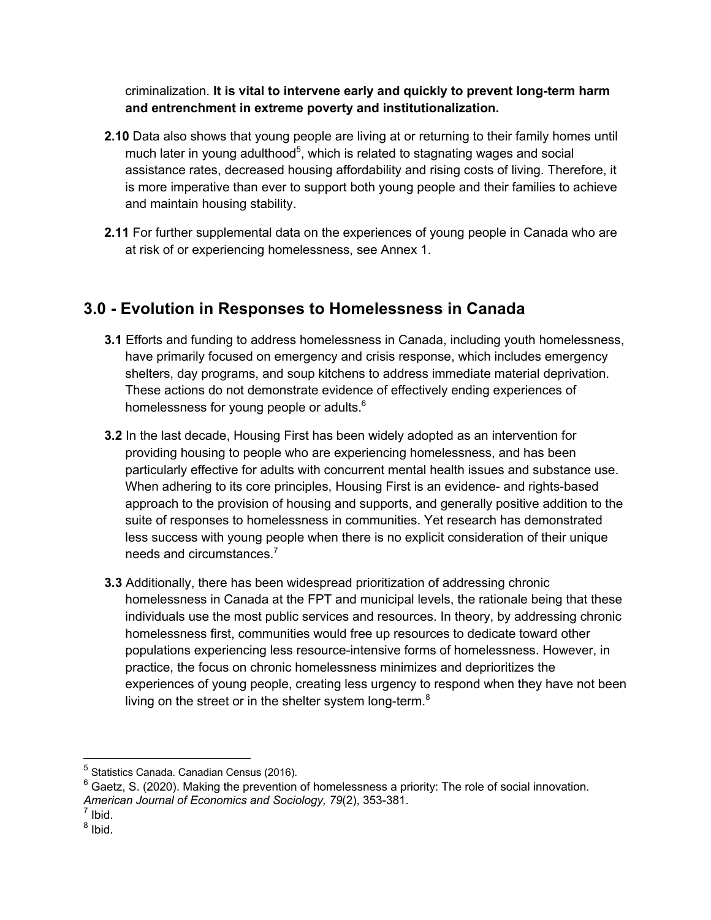criminalization. **It is vital to intervene early and quickly to prevent long-term harm and entrenchment in extreme poverty and institutionalization.**

**2.10** Data also shows that young people are living at or returning to their family homes until much later in young adulthood[5], which is related to stagnating wages and social assistance rates, decreased housing affordability and rising costs of living. Therefore, it is more imperative than ever to support both young people and their families to achieve and maintain housing stability.

**2.11** For further supplemental data on the experiences of young people in Canada who are at risk of or experiencing homelessness, see Annex 1.

## 3.0 - Evolution in Responses to Homelessness in Canada

**3.1** Efforts and funding to address homelessness in Canada, including youth homelessness, have primarily focused on emergency and crisis response, which includes emergency shelters, day programs, and soup kitchens to address immediate material deprivation. These actions do not demonstrate evidence of effectively ending experiences of homelessness for young people or adults.[6]

**3.2** In the last decade, Housing First has been widely adopted as an intervention for providing housing to people who are experiencing homelessness, and has been particularly effective for adults with concurrent mental health issues and substance use. When adhering to its core principles, Housing First is an evidence- and rights-based approach to the provision of housing and supports, and generally positive addition to the suite of responses to homelessness in communities. Yet research has demonstrated less success with young people when there is no explicit consideration of their unique needs and circumstances.[7]

**3.3** Additionally, there has been widespread prioritization of addressing chronic homelessness in Canada at the FPT and municipal levels, the rationale being that these individuals use the most public services and resources. In theory, by addressing chronic homelessness first, communities would free up resources to dedicate toward other populations experiencing less resource-intensive forms of homelessness. However, in practice, the focus on chronic homelessness minimizes and deprioritizes the experiences of young people, creating less urgency to respond when they have not been living on the street or in the shelter system long-term.[8]

---

[5] Statistics Canada. Canadian Census (2016).

[6] Gaetz, S. (2020). Making the prevention of homelessness a priority: The role of social innovation. *American Journal of Economics and Sociology, 79*(2), 353-381.

[7] Ibid.

[8] Ibid.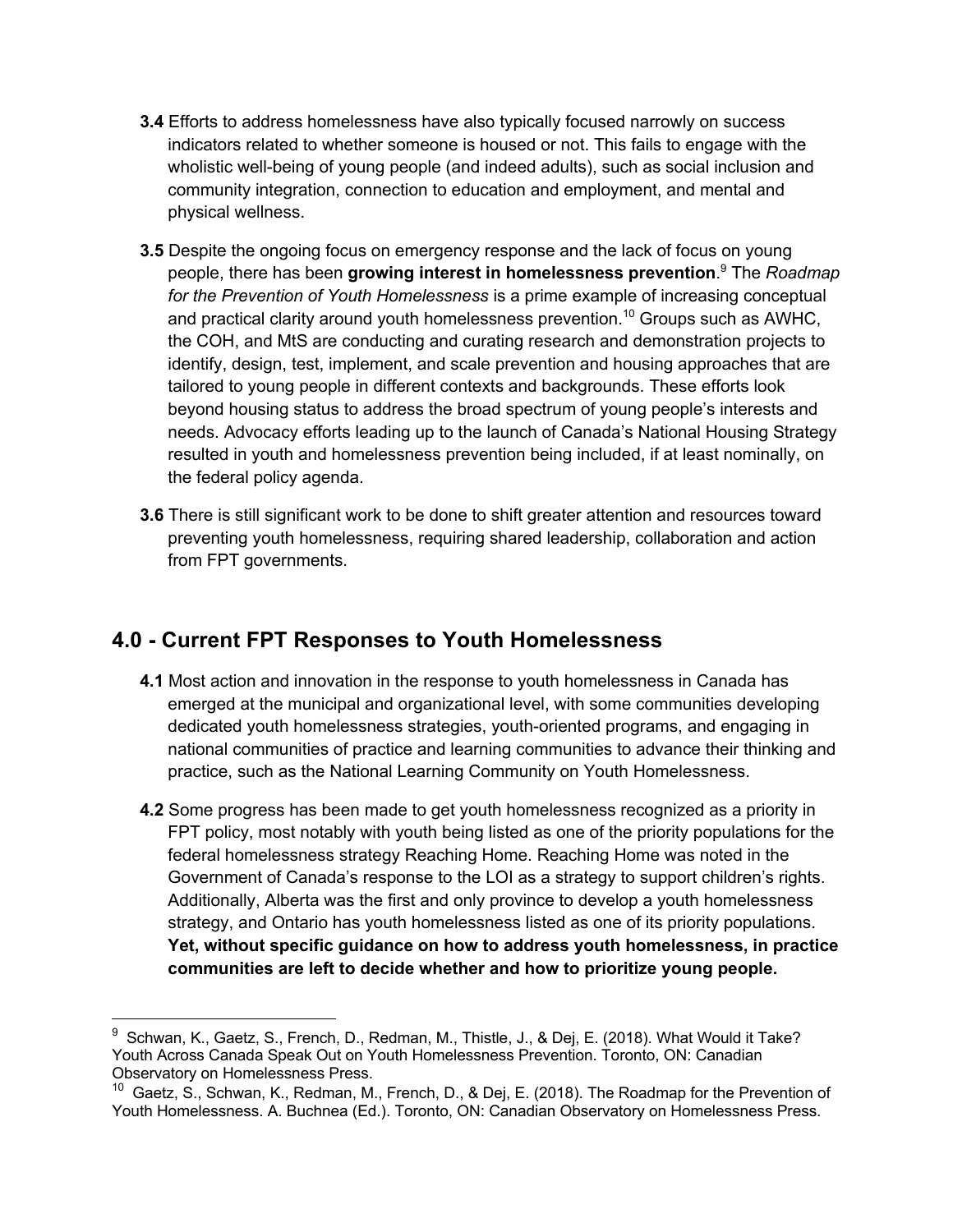**3.4** Efforts to address homelessness have also typically focused narrowly on success indicators related to whether someone is housed or not. This fails to engage with the wholistic well-being of young people (and indeed adults), such as social inclusion and community integration, connection to education and employment, and mental and physical wellness.

**3.5** Despite the ongoing focus on emergency response and the lack of focus on young people, there has been **growing interest in homelessness prevention**.[9] The *Roadmap for the Prevention of Youth Homelessness* is a prime example of increasing conceptual and practical clarity around youth homelessness prevention.[10] Groups such as AWHC, the COH, and MtS are conducting and curating research and demonstration projects to identify, design, test, implement, and scale prevention and housing approaches that are tailored to young people in different contexts and backgrounds. These efforts look beyond housing status to address the broad spectrum of young people's interests and needs. Advocacy efforts leading up to the launch of Canada's National Housing Strategy resulted in youth and homelessness prevention being included, if at least nominally, on the federal policy agenda.

**3.6** There is still significant work to be done to shift greater attention and resources toward preventing youth homelessness, requiring shared leadership, collaboration and action from FPT governments.

## 4.0 - Current FPT Responses to Youth Homelessness

**4.1** Most action and innovation in the response to youth homelessness in Canada has emerged at the municipal and organizational level, with some communities developing dedicated youth homelessness strategies, youth-oriented programs, and engaging in national communities of practice and learning communities to advance their thinking and practice, such as the National Learning Community on Youth Homelessness.

**4.2** Some progress has been made to get youth homelessness recognized as a priority in FPT policy, most notably with youth being listed as one of the priority populations for the federal homelessness strategy Reaching Home. Reaching Home was noted in the Government of Canada's response to the LOI as a strategy to support children's rights. Additionally, Alberta was the first and only province to develop a youth homelessness strategy, and Ontario has youth homelessness listed as one of its priority populations. **Yet, without specific guidance on how to address youth homelessness, in practice communities are left to decide whether and how to prioritize young people.**

---

[9] Schwan, K., Gaetz, S., French, D., Redman, M., Thistle, J., & Dej, E. (2018). What Would it Take? Youth Across Canada Speak Out on Youth Homelessness Prevention. Toronto, ON: Canadian Observatory on Homelessness Press.

[10] Gaetz, S., Schwan, K., Redman, M., French, D., & Dej, E. (2018). The Roadmap for the Prevention of Youth Homelessness. A. Buchnea (Ed.). Toronto, ON: Canadian Observatory on Homelessness Press.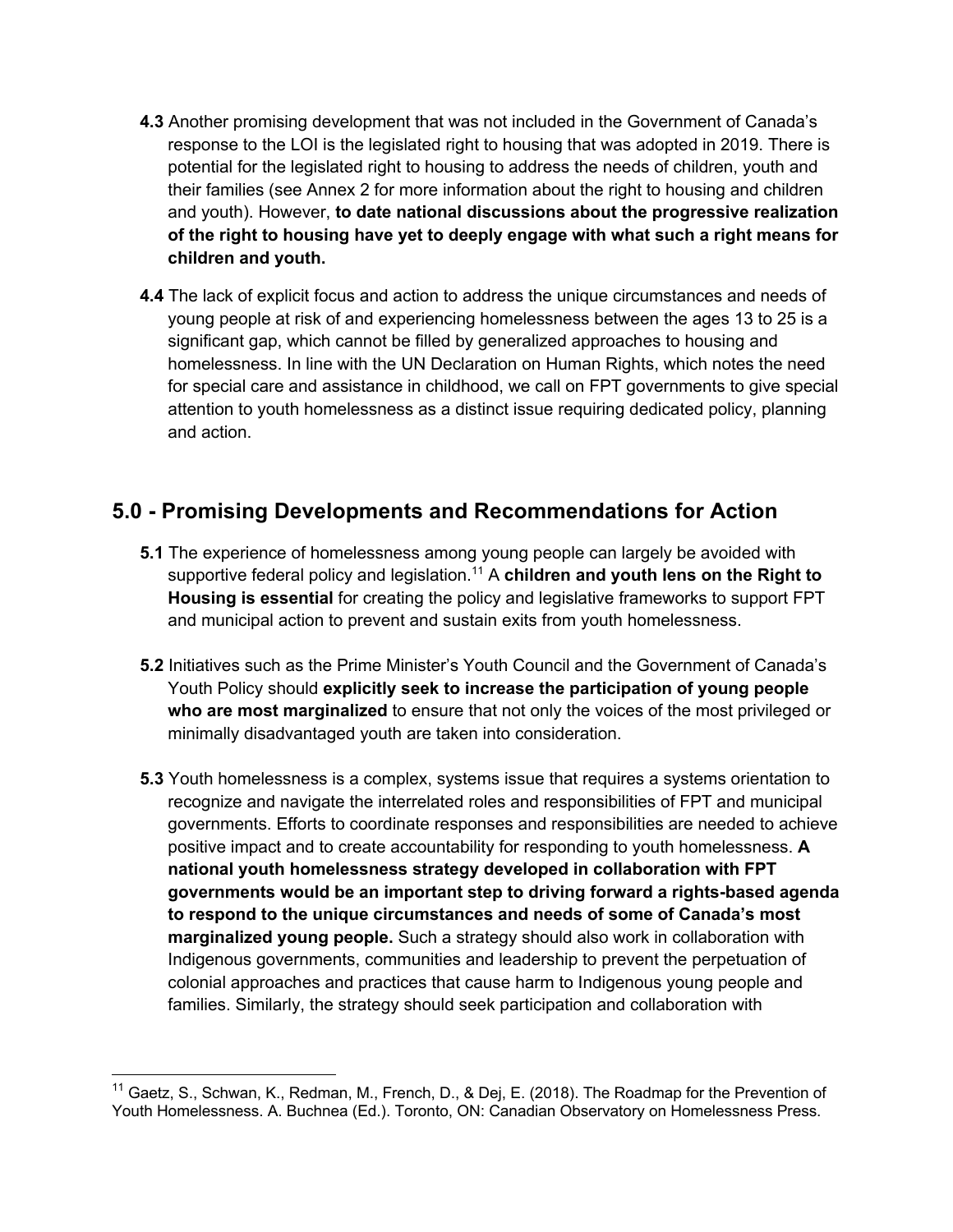**4.3** Another promising development that was not included in the Government of Canada's response to the LOI is the legislated right to housing that was adopted in 2019. There is potential for the legislated right to housing to address the needs of children, youth and their families (see Annex 2 for more information about the right to housing and children and youth). However, **to date national discussions about the progressive realization of the right to housing have yet to deeply engage with what such a right means for children and youth.**

**4.4** The lack of explicit focus and action to address the unique circumstances and needs of young people at risk of and experiencing homelessness between the ages 13 to 25 is a significant gap, which cannot be filled by generalized approaches to housing and homelessness. In line with the UN Declaration on Human Rights, which notes the need for special care and assistance in childhood, we call on FPT governments to give special attention to youth homelessness as a distinct issue requiring dedicated policy, planning and action.

## 5.0 - Promising Developments and Recommendations for Action

**5.1** The experience of homelessness among young people can largely be avoided with supportive federal policy and legislation.[11] A **children and youth lens on the Right to Housing is essential** for creating the policy and legislative frameworks to support FPT and municipal action to prevent and sustain exits from youth homelessness.

**5.2** Initiatives such as the Prime Minister's Youth Council and the Government of Canada's Youth Policy should **explicitly seek to increase the participation of young people who are most marginalized** to ensure that not only the voices of the most privileged or minimally disadvantaged youth are taken into consideration.

**5.3** Youth homelessness is a complex, systems issue that requires a systems orientation to recognize and navigate the interrelated roles and responsibilities of FPT and municipal governments. Efforts to coordinate responses and responsibilities are needed to achieve positive impact and to create accountability for responding to youth homelessness. **A national youth homelessness strategy developed in collaboration with FPT governments would be an important step to driving forward a rights-based agenda to respond to the unique circumstances and needs of some of Canada's most marginalized young people.** Such a strategy should also work in collaboration with Indigenous governments, communities and leadership to prevent the perpetuation of colonial approaches and practices that cause harm to Indigenous young people and families. Similarly, the strategy should seek participation and collaboration with

---

[11] Gaetz, S., Schwan, K., Redman, M., French, D., & Dej, E. (2018). The Roadmap for the Prevention of Youth Homelessness. A. Buchnea (Ed.). Toronto, ON: Canadian Observatory on Homelessness Press.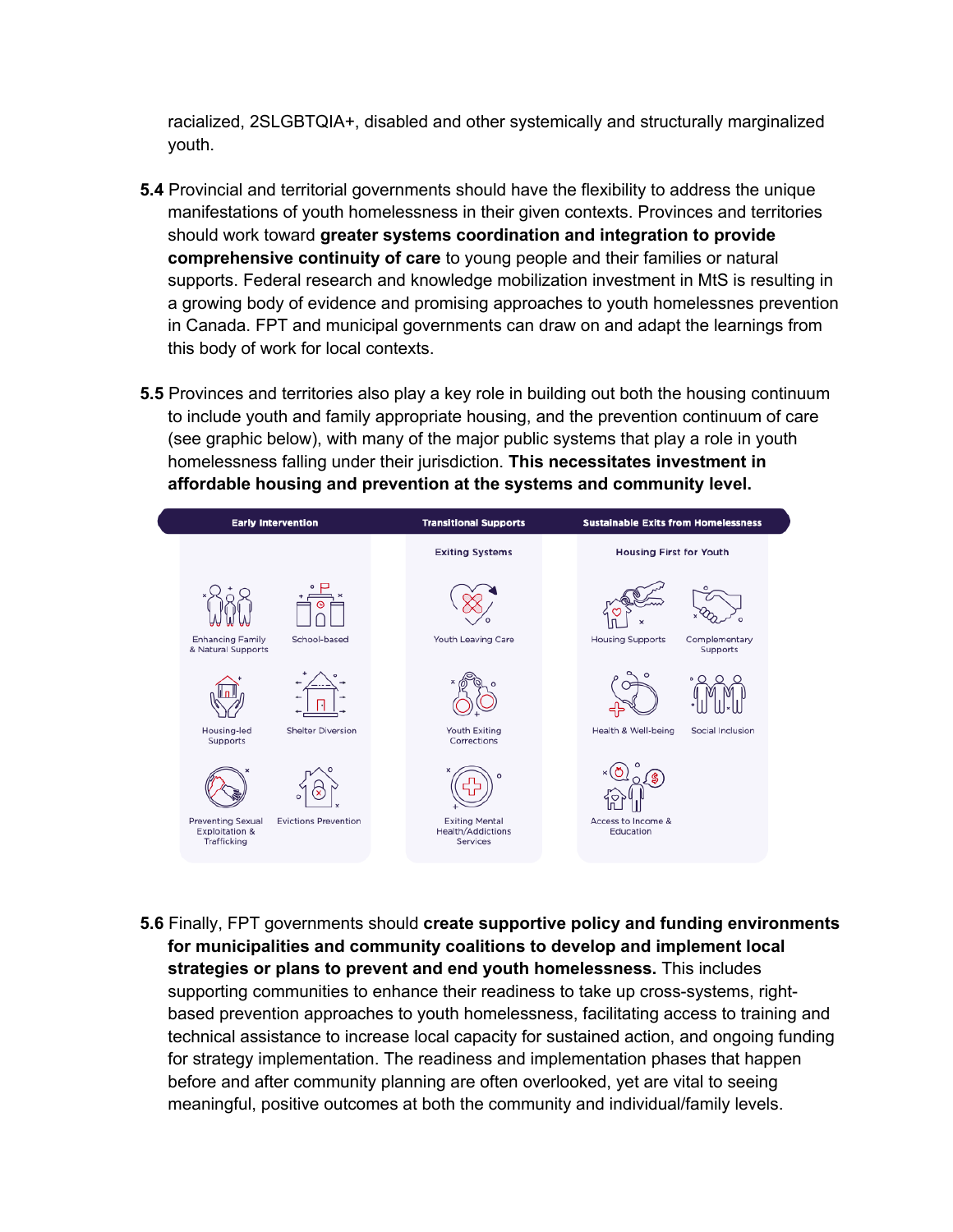racialized, 2SLGBTQIA+, disabled and other systemically and structurally marginalized youth.

**5.4** Provincial and territorial governments should have the flexibility to address the unique manifestations of youth homelessness in their given contexts. Provinces and territories should work toward **greater systems coordination and integration to provide comprehensive continuity of care** to young people and their families or natural supports. Federal research and knowledge mobilization investment in MtS is resulting in a growing body of evidence and promising approaches to youth homelessnes prevention in Canada. FPT and municipal governments can draw on and adapt the learnings from this body of work for local contexts.

**5.5** Provinces and territories also play a key role in building out both the housing continuum to include youth and family appropriate housing, and the prevention continuum of care (see graphic below), with many of the major public systems that play a role in youth homelessness falling under their jurisdiction. **This necessitates investment in affordable housing and prevention at the systems and community level.**

| Early Intervention | | Transitional Supports | Sustainable Exits from Homelessness | |
|---|---|---|---|---|
| | | Exiting Systems | Housing First for Youth | |
| Enhancing Family & Natural Supports | School-based | Youth Leaving Care | Housing Supports | Complementary Supports |
| Housing-led Supports | Shelter Diversion | Youth Exiting Corrections | Health & Well-being | Social Inclusion |
| Preventing Sexual Exploitation & Trafficking | Evictions Prevention | Exiting Mental Health/Addictions Services | Access to Income & Education | |

**5.6** Finally, FPT governments should **create supportive policy and funding environments for municipalities and community coalitions to develop and implement local strategies or plans to prevent and end youth homelessness.** This includes supporting communities to enhance their readiness to take up cross-systems, right-based prevention approaches to youth homelessness, facilitating access to training and technical assistance to increase local capacity for sustained action, and ongoing funding for strategy implementation. The readiness and implementation phases that happen before and after community planning are often overlooked, yet are vital to seeing meaningful, positive outcomes at both the community and individual/family levels.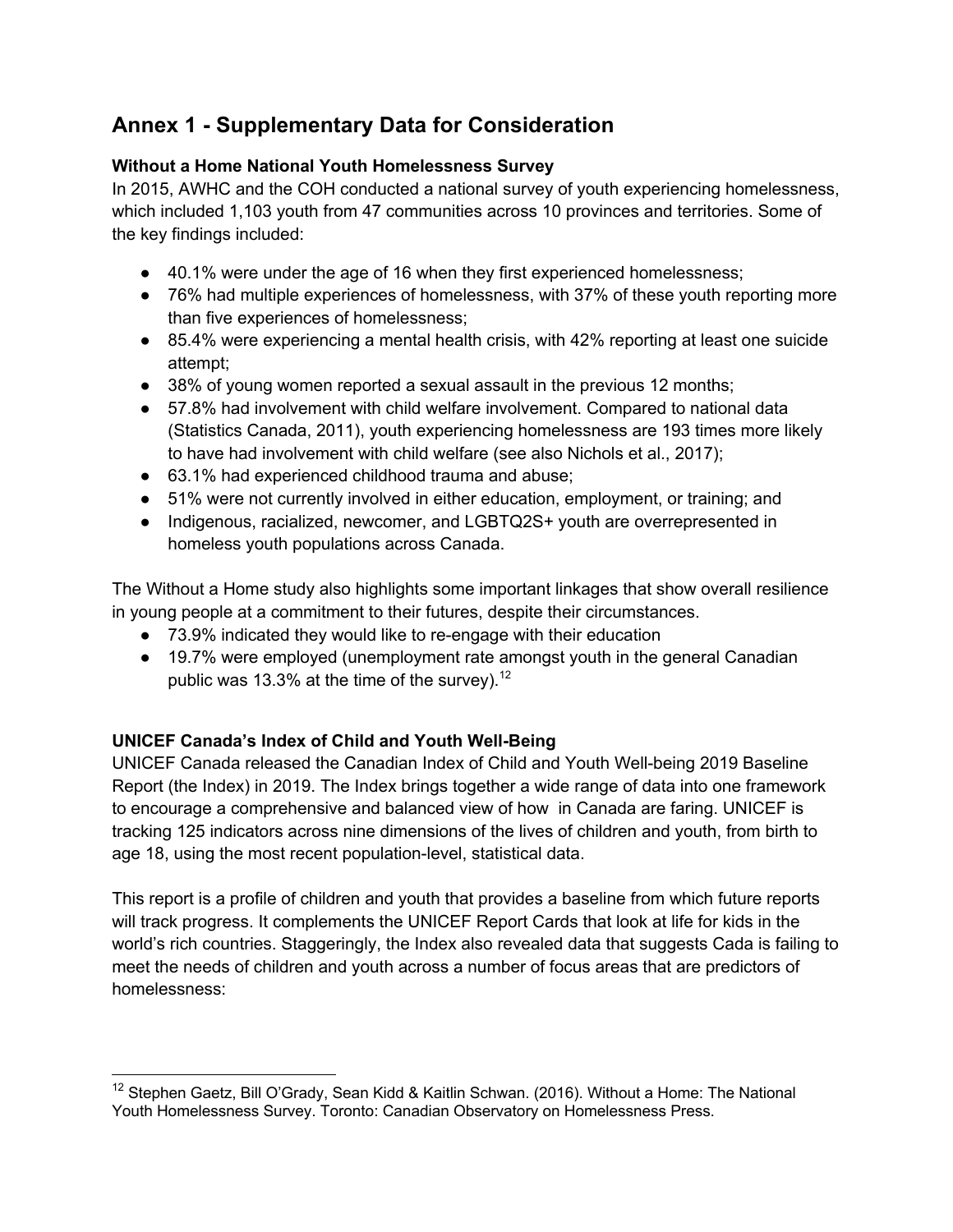## Annex 1 - Supplementary Data for Consideration

**Without a Home National Youth Homelessness Survey**

In 2015, AWHC and the COH conducted a national survey of youth experiencing homelessness, which included 1,103 youth from 47 communities across 10 provinces and territories. Some of the key findings included:

- 40.1% were under the age of 16 when they first experienced homelessness;
- 76% had multiple experiences of homelessness, with 37% of these youth reporting more than five experiences of homelessness;
- 85.4% were experiencing a mental health crisis, with 42% reporting at least one suicide attempt;
- 38% of young women reported a sexual assault in the previous 12 months;
- 57.8% had involvement with child welfare involvement. Compared to national data (Statistics Canada, 2011), youth experiencing homelessness are 193 times more likely to have had involvement with child welfare (see also Nichols et al., 2017);
- 63.1% had experienced childhood trauma and abuse;
- 51% were not currently involved in either education, employment, or training; and
- Indigenous, racialized, newcomer, and LGBTQ2S+ youth are overrepresented in homeless youth populations across Canada.

The Without a Home study also highlights some important linkages that show overall resilience in young people at a commitment to their futures, despite their circumstances.

- 73.9% indicated they would like to re-engage with their education
- 19.7% were employed (unemployment rate amongst youth in the general Canadian public was 13.3% at the time of the survey).[12]

**UNICEF Canada's Index of Child and Youth Well-Being**

UNICEF Canada released the Canadian Index of Child and Youth Well-being 2019 Baseline Report (the Index) in 2019. The Index brings together a wide range of data into one framework to encourage a comprehensive and balanced view of how  in Canada are faring. UNICEF is tracking 125 indicators across nine dimensions of the lives of children and youth, from birth to age 18, using the most recent population-level, statistical data.

This report is a profile of children and youth that provides a baseline from which future reports will track progress. It complements the UNICEF Report Cards that look at life for kids in the world's rich countries. Staggeringly, the Index also revealed data that suggests Cada is failing to meet the needs of children and youth across a number of focus areas that are predictors of homelessness:

[12] Stephen Gaetz, Bill O'Grady, Sean Kidd & Kaitlin Schwan. (2016). Without a Home: The National Youth Homelessness Survey. Toronto: Canadian Observatory on Homelessness Press.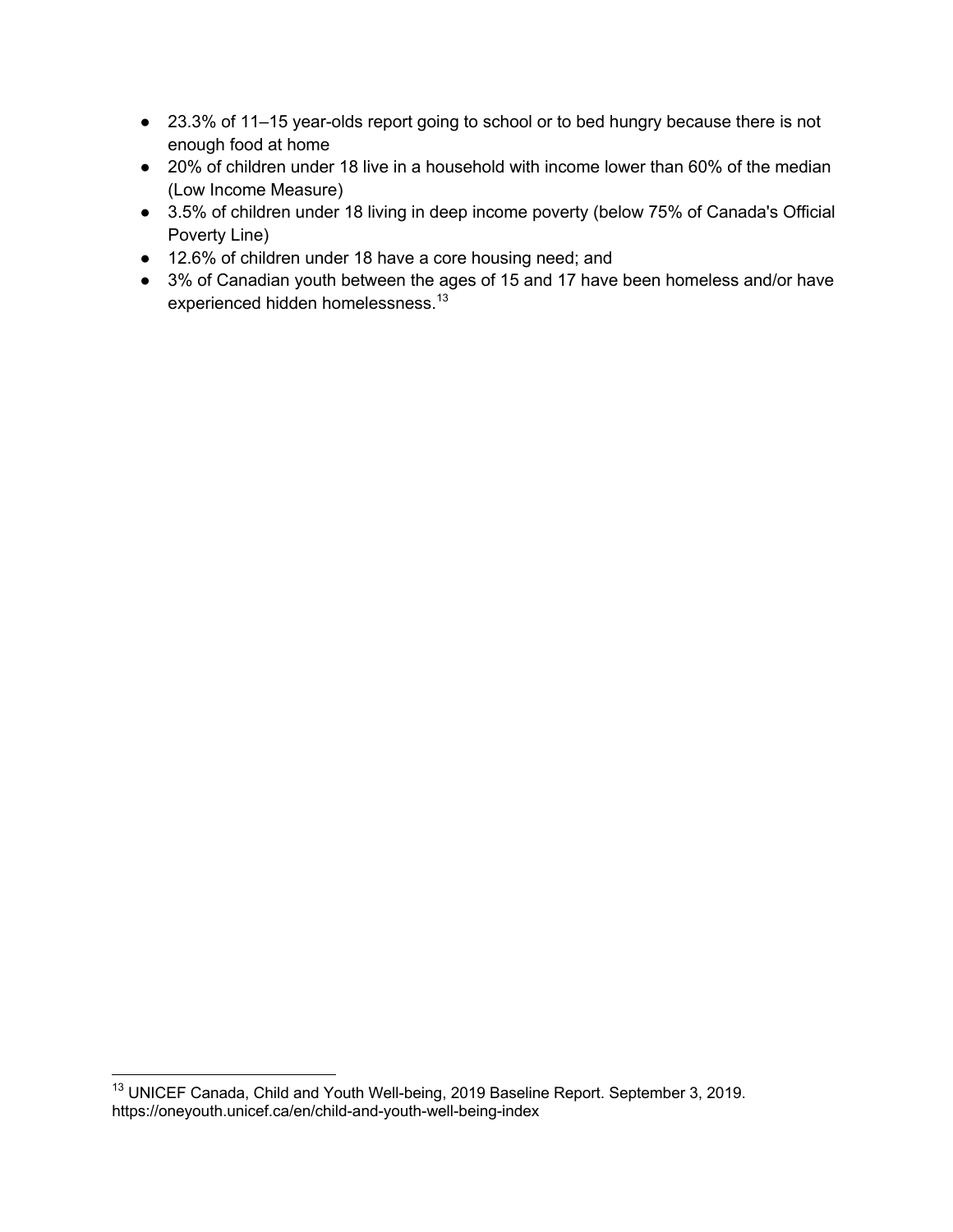- 23.3% of 11–15 year-olds report going to school or to bed hungry because there is not enough food at home
- 20% of children under 18 live in a household with income lower than 60% of the median (Low Income Measure)
- 3.5% of children under 18 living in deep income poverty (below 75% of Canada's Official Poverty Line)
- 12.6% of children under 18 have a core housing need; and
- 3% of Canadian youth between the ages of 15 and 17 have been homeless and/or have experienced hidden homelessness.[13]

---

[13] UNICEF Canada, Child and Youth Well-being, 2019 Baseline Report. September 3, 2019. https://oneyouth.unicef.ca/en/child-and-youth-well-being-index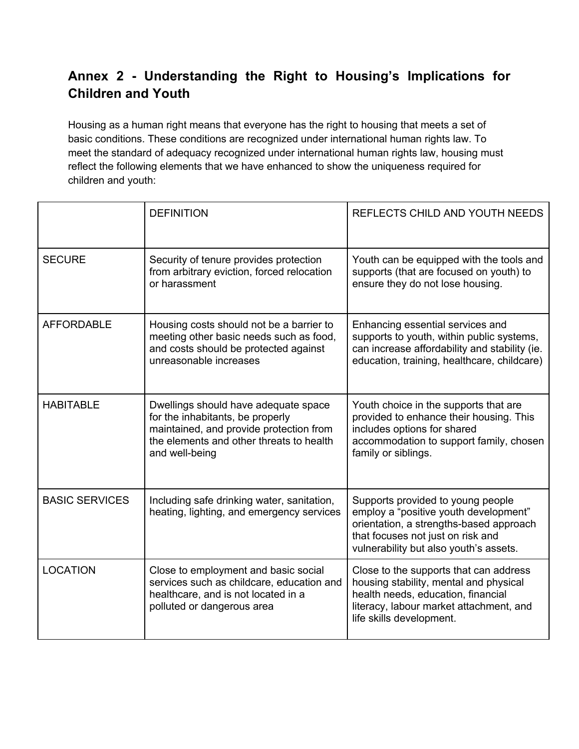## Annex 2 - Understanding the Right to Housing's Implications for Children and Youth

Housing as a human right means that everyone has the right to housing that meets a set of basic conditions. These conditions are recognized under international human rights law. To meet the standard of adequacy recognized under international human rights law, housing must reflect the following elements that we have enhanced to show the uniqueness required for children and youth:

| | DEFINITION | REFLECTS CHILD AND YOUTH NEEDS |
|---|---|---|
| SECURE | Security of tenure provides protection from arbitrary eviction, forced relocation or harassment | Youth can be equipped with the tools and supports (that are focused on youth) to ensure they do not lose housing. |
| AFFORDABLE | Housing costs should not be a barrier to meeting other basic needs such as food, and costs should be protected against unreasonable increases | Enhancing essential services and supports to youth, within public systems, can increase affordability and stability (ie. education, training, healthcare, childcare) |
| HABITABLE | Dwellings should have adequate space for the inhabitants, be properly maintained, and provide protection from the elements and other threats to health and well-being | Youth choice in the supports that are provided to enhance their housing. This includes options for shared accommodation to support family, chosen family or siblings. |
| BASIC SERVICES | Including safe drinking water, sanitation, heating, lighting, and emergency services | Supports provided to young people employ a "positive youth development" orientation, a strengths-based approach that focuses not just on risk and vulnerability but also youth's assets. |
| LOCATION | Close to employment and basic social services such as childcare, education and healthcare, and is not located in a polluted or dangerous area | Close to the supports that can address housing stability, mental and physical health needs, education, financial literacy, labour market attachment, and life skills development. |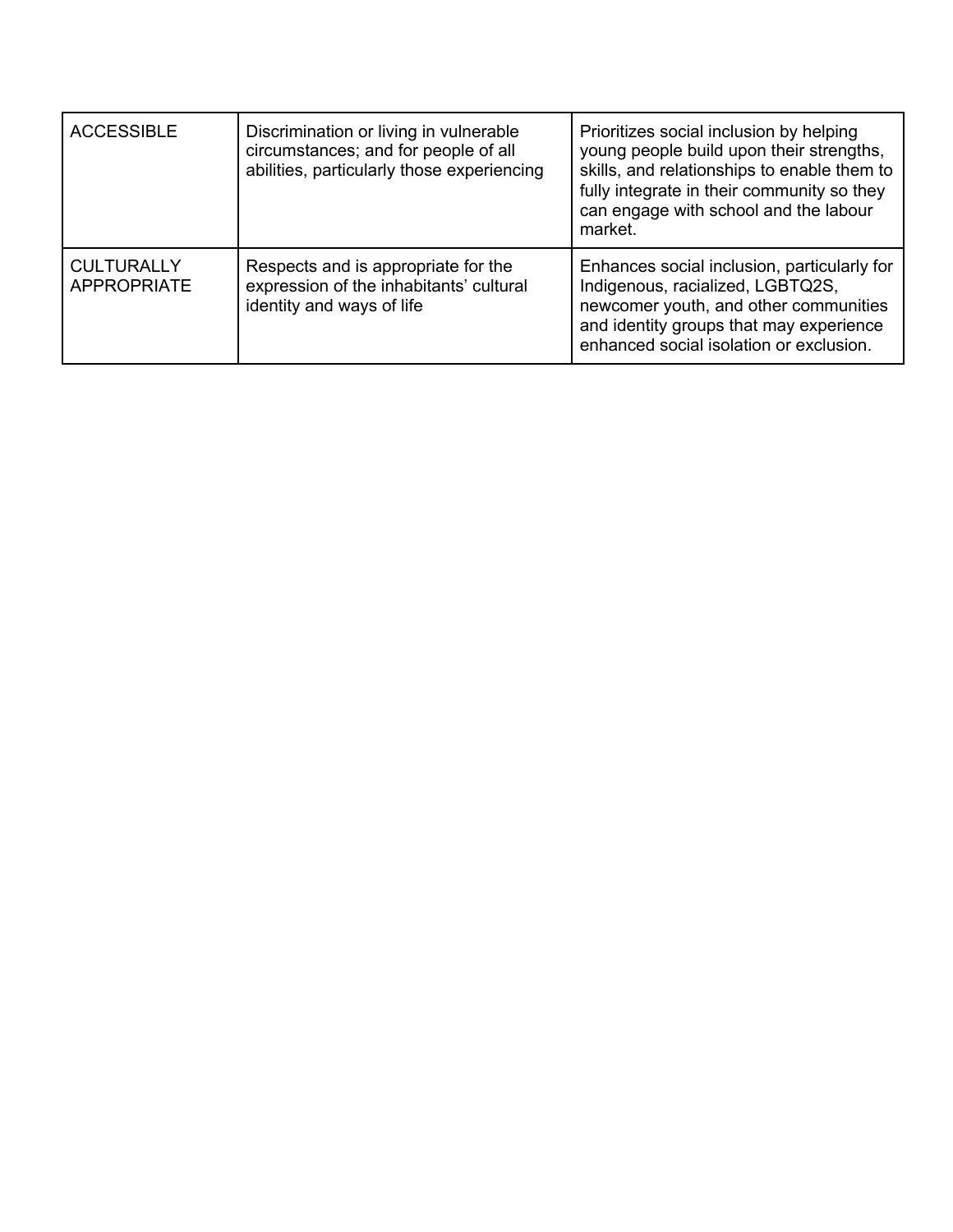| | | |
|---|---|---|
| ACCESSIBLE | Discrimination or living in vulnerable circumstances; and for people of all abilities, particularly those experiencing | Prioritizes social inclusion by helping young people build upon their strengths, skills, and relationships to enable them to fully integrate in their community so they can engage with school and the labour market. |
| CULTURALLY APPROPRIATE | Respects and is appropriate for the expression of the inhabitants' cultural identity and ways of life | Enhances social inclusion, particularly for Indigenous, racialized, LGBTQ2S, newcomer youth, and other communities and identity groups that may experience enhanced social isolation or exclusion. |